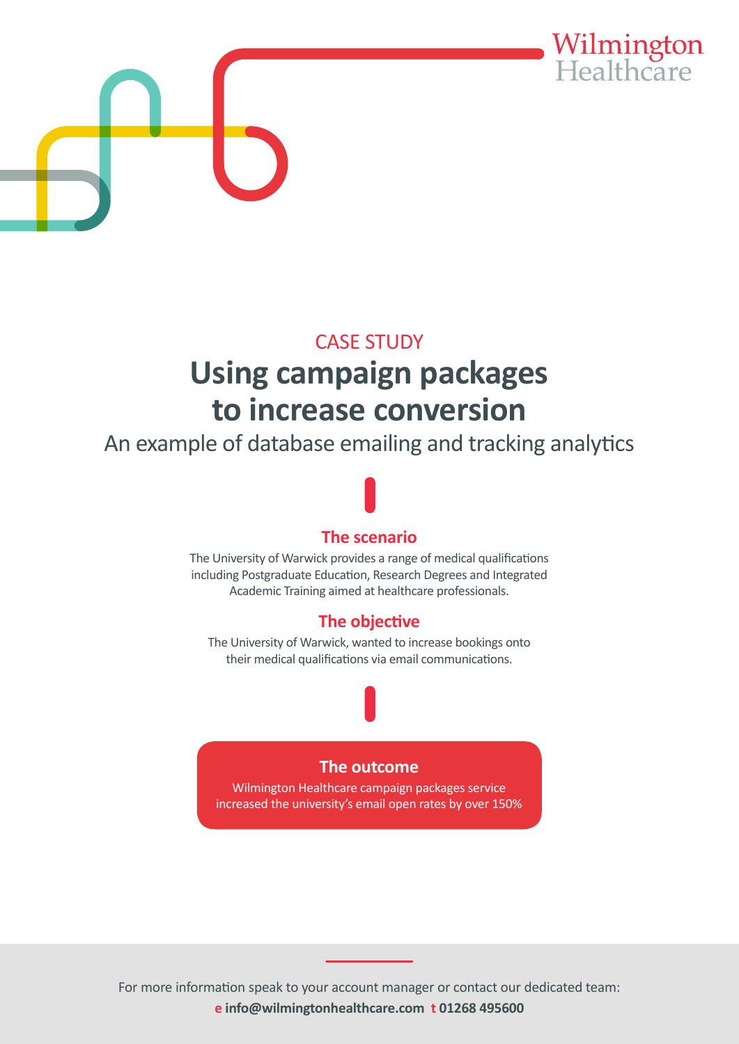Wilmington Healthcare

CASE STUDY

# Using campaign packages to increase conversion

An example of database emailing and tracking analytics

## The scenario

The University of Warwick provides a range of medical qualifications including Postgraduate Education, Research Degrees and Integrated Academic Training aimed at healthcare professionals.

## The objective

The University of Warwick, wanted to increase bookings onto their medical qualifications via email communications.

## The outcome

Wilmington Healthcare campaign packages service increased the university's email open rates by over 150%

For more information speak to your account manager or contact our dedicated team:
**e info@wilmingtonhealthcare.com t 01268 495600**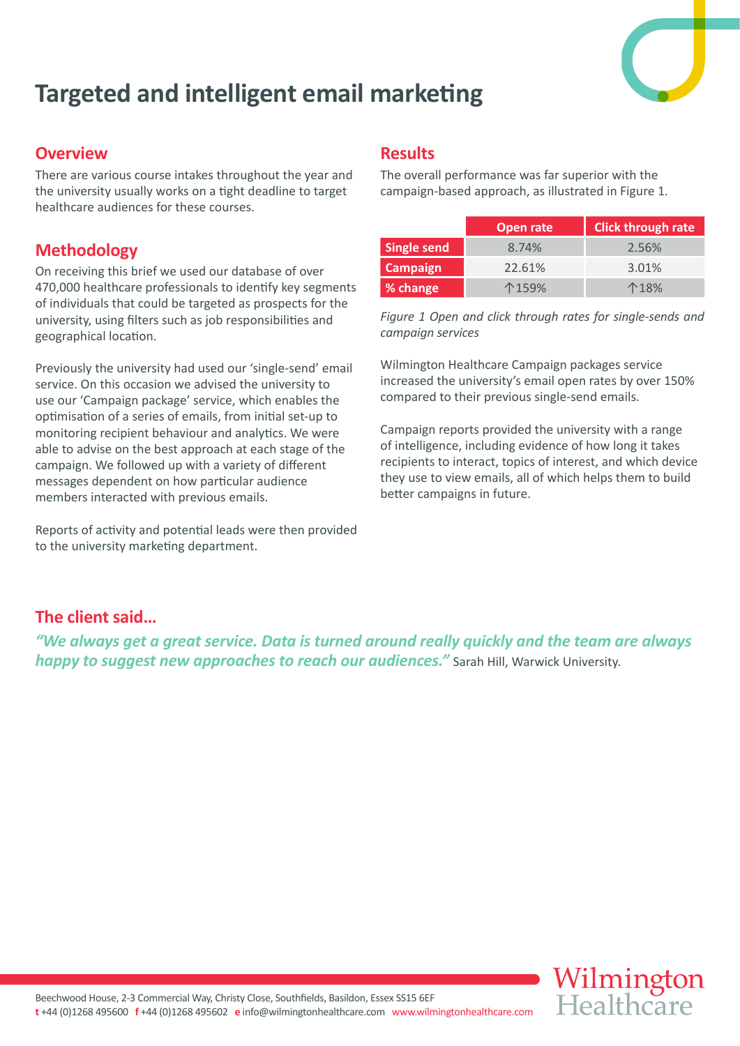# Targeted and intelligent email marketing

## Overview

There are various course intakes throughout the year and the university usually works on a tight deadline to target healthcare audiences for these courses.

## Methodology

On receiving this brief we used our database of over 470,000 healthcare professionals to identify key segments of individuals that could be targeted as prospects for the university, using filters such as job responsibilities and geographical location.

Previously the university had used our 'single-send' email service. On this occasion we advised the university to use our 'Campaign package' service, which enables the optimisation of a series of emails, from initial set-up to monitoring recipient behaviour and analytics. We were able to advise on the best approach at each stage of the campaign. We followed up with a variety of different messages dependent on how particular audience members interacted with previous emails.

Reports of activity and potential leads were then provided to the university marketing department.

## Results

The overall performance was far superior with the campaign-based approach, as illustrated in Figure 1.

| | Open rate | Click through rate |
|---|---|---|
| **Single send** | 8.74% | 2.56% |
| **Campaign** | 22.61% | 3.01% |
| **% change** | ↑159% | ↑18% |

*Figure 1 Open and click through rates for single-sends and campaign services*

Wilmington Healthcare Campaign packages service increased the university's email open rates by over 150% compared to their previous single-send emails.

Campaign reports provided the university with a range of intelligence, including evidence of how long it takes recipients to interact, topics of interest, and which device they use to view emails, all of which helps them to build better campaigns in future.

## The client said…

***"We always get a great service. Data is turned around really quickly and the team are always happy to suggest new approaches to reach our audiences."*** Sarah Hill, Warwick University.

Beechwood House, 2-3 Commercial Way, Christy Close, Southfields, Basildon, Essex SS15 6EF
**t** +44 (0)1268 495600 **f** +44 (0)1268 495602 **e** info@wilmingtonhealthcare.com www.wilmingtonhealthcare.com

Wilmington Healthcare